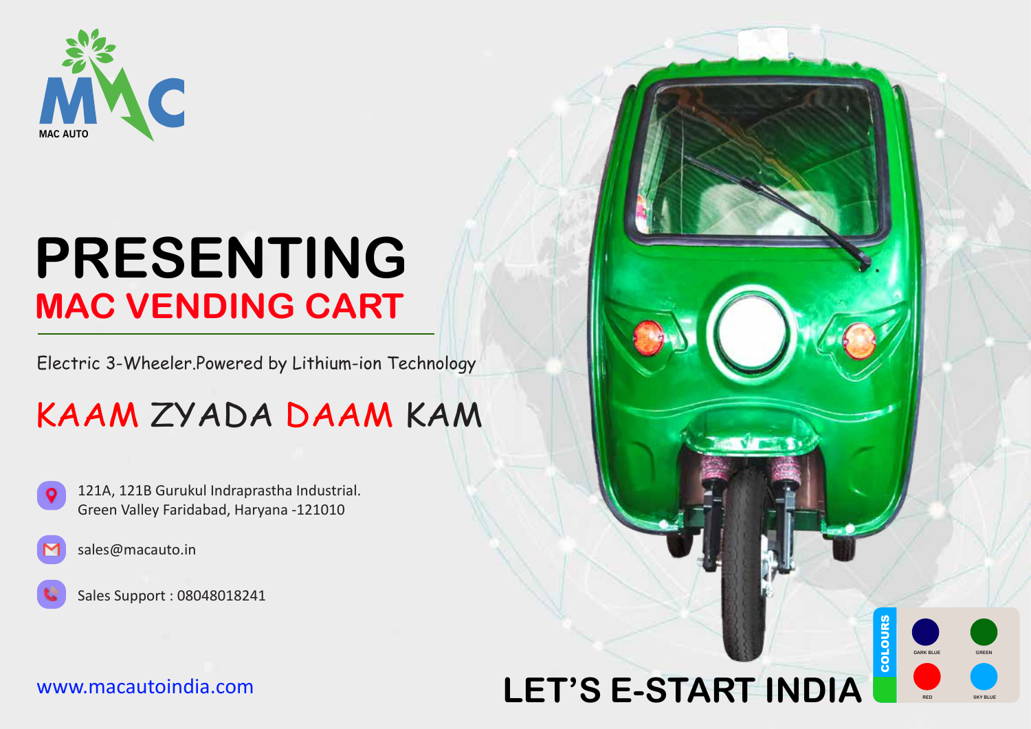MAC AUTO

# PRESENTING

## MAC VENDING CART

Electric 3-Wheeler.Powered by Lithium-ion Technology

## KAAM ZYADA DAAM KAM

121A, 121B Gurukul Indraprastha Industrial.
Green Valley Faridabad, Haryana -121010

sales@macauto.in

Sales Support : 08048018241

www.macautoindia.com

## LET'S E-START INDIA

COLOURS

- DARK BLUE
- GREEN
- RED
- SKY BLUE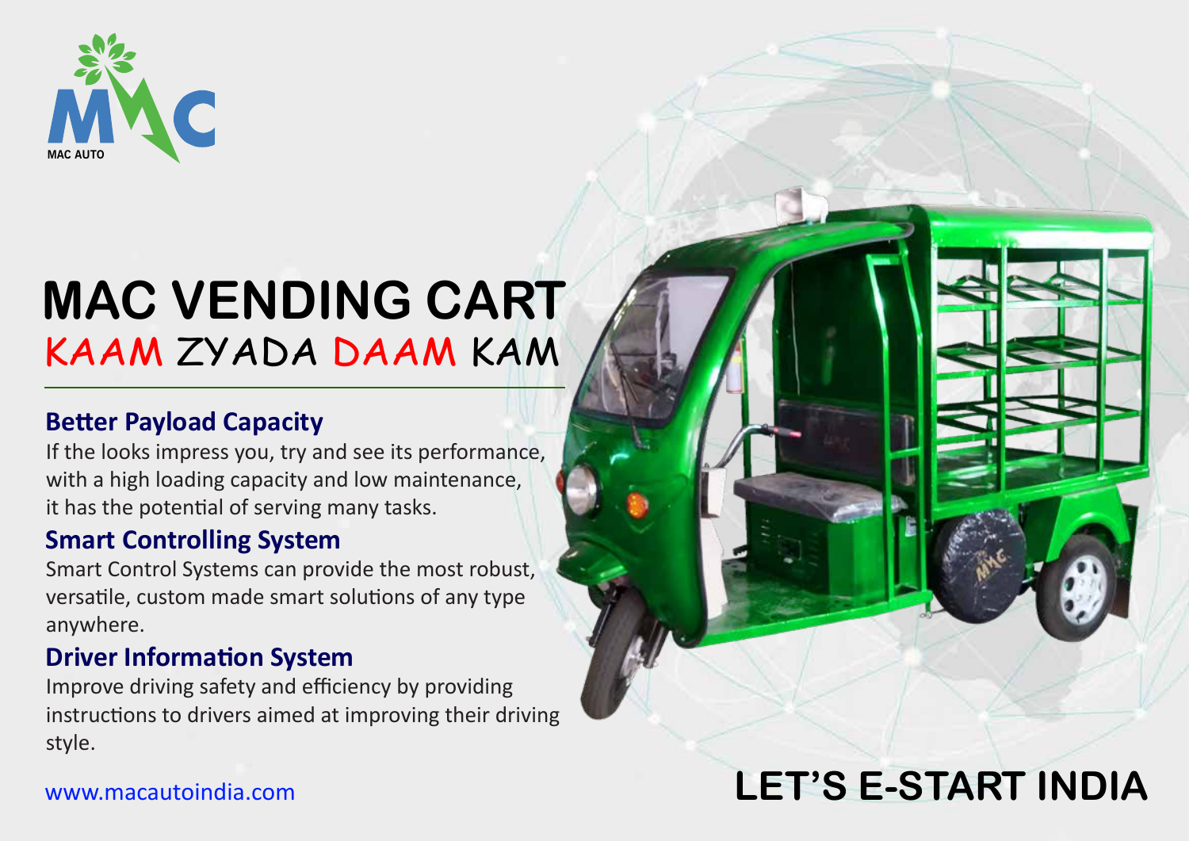MAC AUTO

# MAC VENDING CART

## KAAM ZYADA DAAM KAM

### Better Payload Capacity

If the looks impress you, try and see its performance, with a high loading capacity and low maintenance, it has the potential of serving many tasks.

### Smart Controlling System

Smart Control Systems can provide the most robust, versatile, custom made smart solutions of any type anywhere.

### Driver Information System

Improve driving safety and efficiency by providing instructions to drivers aimed at improving their driving style.

www.macautoindia.com

**LET'S E-START INDIA**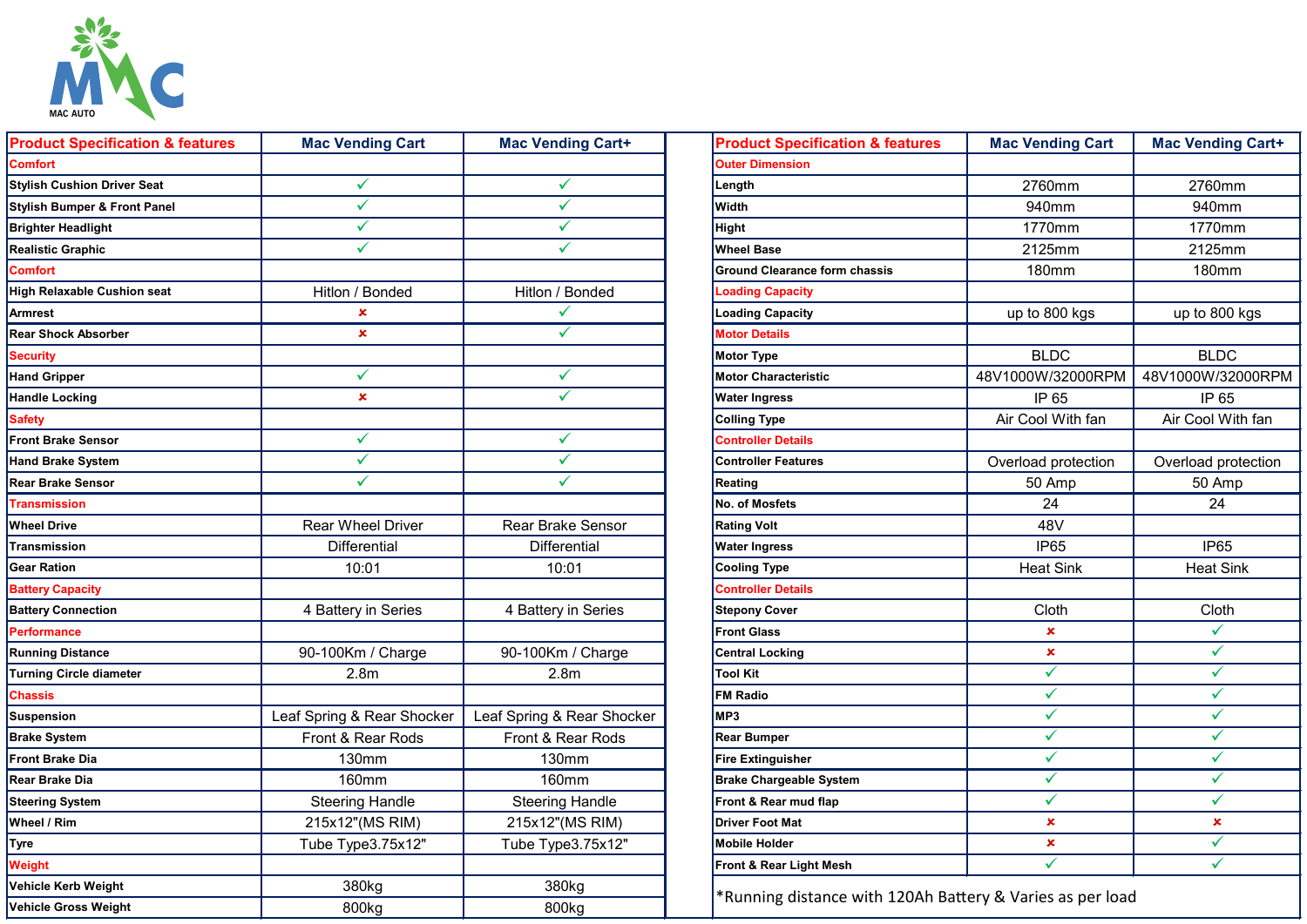MAC AUTO

| Product Specification & features | Mac Vending Cart | Mac Vending Cart+ |
|---|---|---|
| **Comfort** | | |
| Stylish Cushion Driver Seat | ✓ | ✓ |
| Stylish Bumper & Front Panel | ✓ | ✓ |
| Brighter Headlight | ✓ | ✓ |
| Realistic Graphic | ✓ | ✓ |
| **Comfort** | | |
| High Relaxable Cushion seat | Hitlon / Bonded | Hitlon / Bonded |
| Armrest | ✗ | ✓ |
| Rear Shock Absorber | ✗ | ✓ |
| **Security** | | |
| Hand Gripper | ✓ | ✓ |
| Handle Locking | ✗ | ✓ |
| **Safety** | | |
| Front Brake Sensor | ✓ | ✓ |
| Hand Brake System | ✓ | ✓ |
| Rear Brake Sensor | ✓ | ✓ |
| **Transmission** | | |
| Wheel Drive | Rear Wheel Driver | Rear Brake Sensor |
| Transmission | Differential | Differential |
| Gear Ration | 10:01 | 10:01 |
| **Battery Capacity** | | |
| Battery Connection | 4 Battery in Series | 4 Battery in Series |
| **Performance** | | |
| Running Distance | 90-100Km / Charge | 90-100Km / Charge |
| Turning Circle diameter | 2.8m | 2.8m |
| **Chassis** | | |
| Suspension | Leaf Spring & Rear Shocker | Leaf Spring & Rear Shocker |
| Brake System | Front & Rear Rods | Front & Rear Rods |
| Front Brake Dia | 130mm | 130mm |
| Rear Brake Dia | 160mm | 160mm |
| Steering System | Steering Handle | Steering Handle |
| Wheel / Rim | 215x12"(MS RIM) | 215x12"(MS RIM) |
| Tyre | Tube Type3.75x12" | Tube Type3.75x12" |
| **Weight** | | |
| Vehicle Kerb Weight | 380kg | 380kg |
| Vehicle Gross Weight | 800kg | 800kg |

| Product Specification & features | Mac Vending Cart | Mac Vending Cart+ |
|---|---|---|
| **Outer Dimension** | | |
| Length | 2760mm | 2760mm |
| Width | 940mm | 940mm |
| Hight | 1770mm | 1770mm |
| Wheel Base | 2125mm | 2125mm |
| Ground Clearance form chassis | 180mm | 180mm |
| **Loading Capacity** | | |
| Loading Capacity | up to 800 kgs | up to 800 kgs |
| **Motor Details** | | |
| Motor Type | BLDC | BLDC |
| Motor Characteristic | 48V1000W/32000RPM | 48V1000W/32000RPM |
| Water Ingress | IP 65 | IP 65 |
| Colling Type | Air Cool With fan | Air Cool With fan |
| **Controller Details** | | |
| Controller Features | Overload protection | Overload protection |
| Reating | 50 Amp | 50 Amp |
| No. of Mosfets | 24 | 24 |
| Rating Volt | 48V | |
| Water Ingress | IP65 | IP65 |
| Cooling Type | Heat Sink | Heat Sink |
| **Controller Details** | | |
| Stepony Cover | Cloth | Cloth |
| Front Glass | ✗ | ✓ |
| Central Locking | ✗ | ✓ |
| Tool Kit | ✓ | ✓ |
| FM Radio | ✓ | ✓ |
| MP3 | ✓ | ✓ |
| Rear Bumper | ✓ | ✓ |
| Fire Extinguisher | ✓ | ✓ |
| Brake Chargeable System | ✓ | ✓ |
| Front & Rear mud flap | ✓ | ✓ |
| Driver Foot Mat | ✗ | ✗ |
| Mobile Holder | ✗ | ✓ |
| Front & Rear Light Mesh | ✓ | ✓ |

*Running distance with 120Ah Battery & Varies as per load